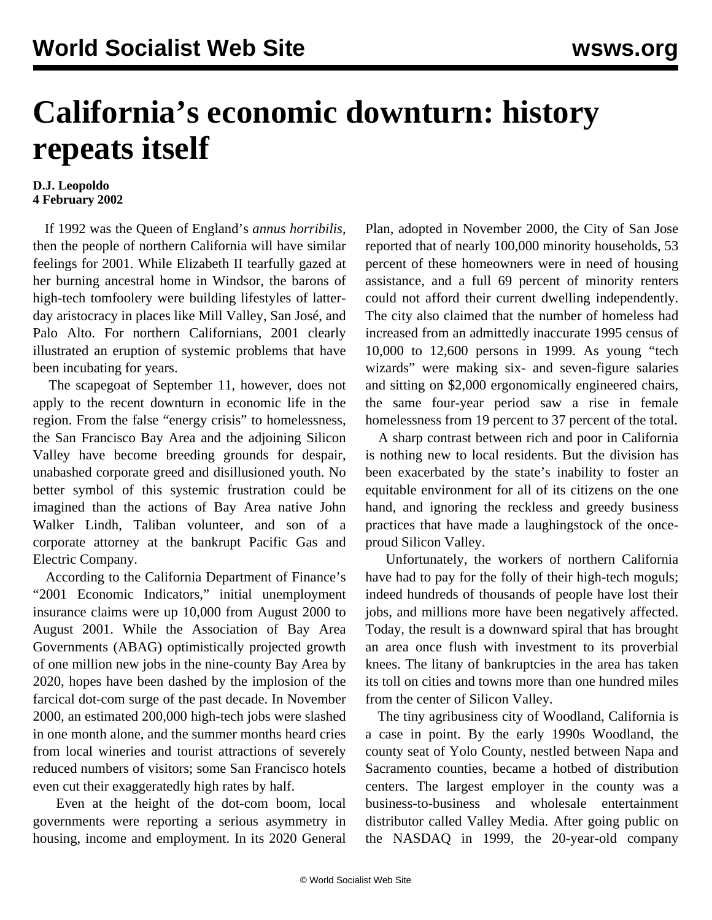# California's economic downturn: history repeats itself

**D.J. Leopoldo**
**4 February 2002**

If 1992 was the Queen of England's *annus horribilis*, then the people of northern California will have similar feelings for 2001. While Elizabeth II tearfully gazed at her burning ancestral home in Windsor, the barons of high-tech tomfoolery were building lifestyles of latter-day aristocracy in places like Mill Valley, San José, and Palo Alto. For northern Californians, 2001 clearly illustrated an eruption of systemic problems that have been incubating for years.

The scapegoat of September 11, however, does not apply to the recent downturn in economic life in the region. From the false "energy crisis" to homelessness, the San Francisco Bay Area and the adjoining Silicon Valley have become breeding grounds for despair, unabashed corporate greed and disillusioned youth. No better symbol of this systemic frustration could be imagined than the actions of Bay Area native John Walker Lindh, Taliban volunteer, and son of a corporate attorney at the bankrupt Pacific Gas and Electric Company.

According to the California Department of Finance's "2001 Economic Indicators," initial unemployment insurance claims were up 10,000 from August 2000 to August 2001. While the Association of Bay Area Governments (ABAG) optimistically projected growth of one million new jobs in the nine-county Bay Area by 2020, hopes have been dashed by the implosion of the farcical dot-com surge of the past decade. In November 2000, an estimated 200,000 high-tech jobs were slashed in one month alone, and the summer months heard cries from local wineries and tourist attractions of severely reduced numbers of visitors; some San Francisco hotels even cut their exaggeratedly high rates by half.

Even at the height of the dot-com boom, local governments were reporting a serious asymmetry in housing, income and employment. In its 2020 General Plan, adopted in November 2000, the City of San Jose reported that of nearly 100,000 minority households, 53 percent of these homeowners were in need of housing assistance, and a full 69 percent of minority renters could not afford their current dwelling independently. The city also claimed that the number of homeless had increased from an admittedly inaccurate 1995 census of 10,000 to 12,600 persons in 1999. As young "tech wizards" were making six- and seven-figure salaries and sitting on $2,000 ergonomically engineered chairs, the same four-year period saw a rise in female homelessness from 19 percent to 37 percent of the total.

A sharp contrast between rich and poor in California is nothing new to local residents. But the division has been exacerbated by the state's inability to foster an equitable environment for all of its citizens on the one hand, and ignoring the reckless and greedy business practices that have made a laughingstock of the once-proud Silicon Valley.

Unfortunately, the workers of northern California have had to pay for the folly of their high-tech moguls; indeed hundreds of thousands of people have lost their jobs, and millions more have been negatively affected. Today, the result is a downward spiral that has brought an area once flush with investment to its proverbial knees. The litany of bankruptcies in the area has taken its toll on cities and towns more than one hundred miles from the center of Silicon Valley.

The tiny agribusiness city of Woodland, California is a case in point. By the early 1990s Woodland, the county seat of Yolo County, nestled between Napa and Sacramento counties, became a hotbed of distribution centers. The largest employer in the county was a business-to-business and wholesale entertainment distributor called Valley Media. After going public on the NASDAQ in 1999, the 20-year-old company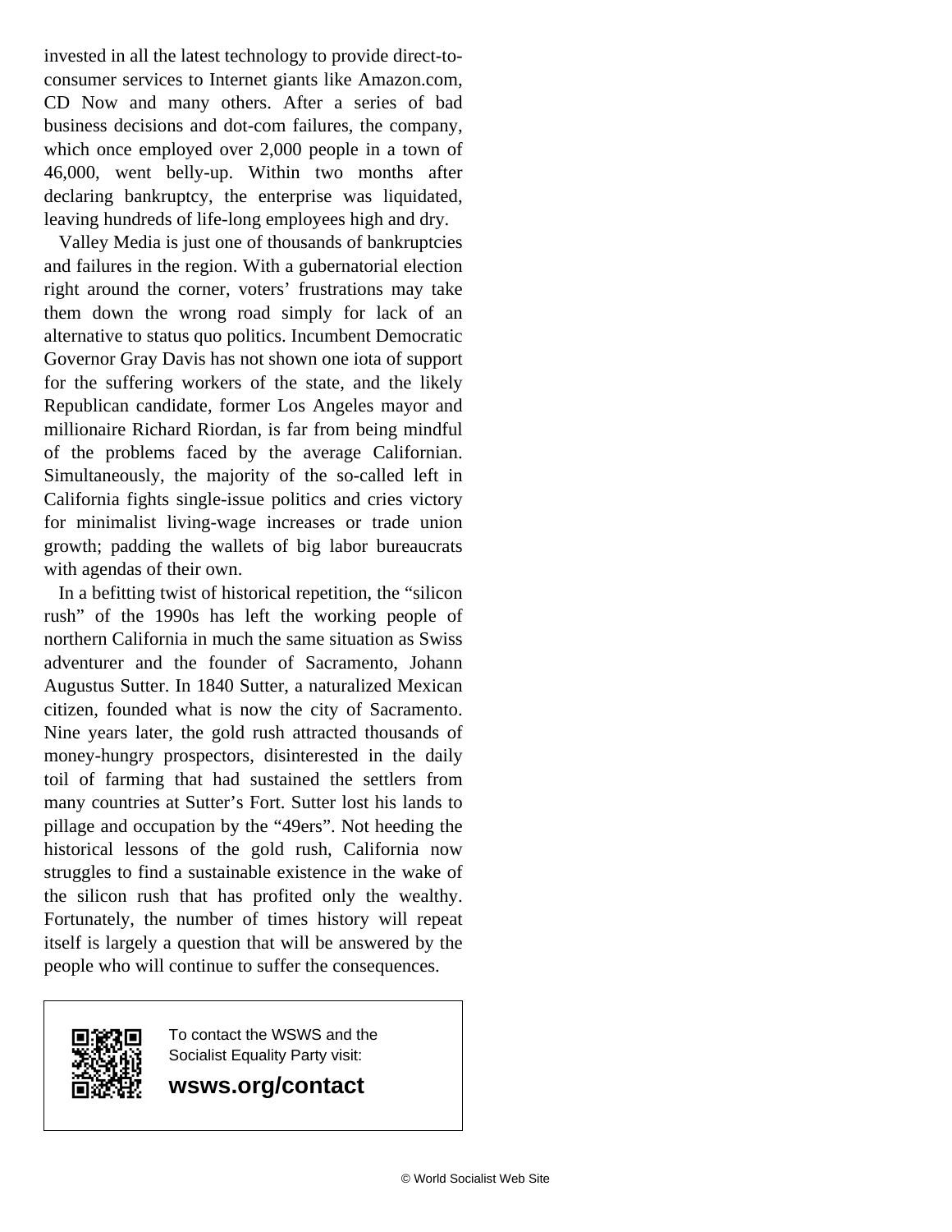invested in all the latest technology to provide direct-to-consumer services to Internet giants like Amazon.com, CD Now and many others. After a series of bad business decisions and dot-com failures, the company, which once employed over 2,000 people in a town of 46,000, went belly-up. Within two months after declaring bankruptcy, the enterprise was liquidated, leaving hundreds of life-long employees high and dry.

Valley Media is just one of thousands of bankruptcies and failures in the region. With a gubernatorial election right around the corner, voters' frustrations may take them down the wrong road simply for lack of an alternative to status quo politics. Incumbent Democratic Governor Gray Davis has not shown one iota of support for the suffering workers of the state, and the likely Republican candidate, former Los Angeles mayor and millionaire Richard Riordan, is far from being mindful of the problems faced by the average Californian. Simultaneously, the majority of the so-called left in California fights single-issue politics and cries victory for minimalist living-wage increases or trade union growth; padding the wallets of big labor bureaucrats with agendas of their own.

In a befitting twist of historical repetition, the "silicon rush" of the 1990s has left the working people of northern California in much the same situation as Swiss adventurer and the founder of Sacramento, Johann Augustus Sutter. In 1840 Sutter, a naturalized Mexican citizen, founded what is now the city of Sacramento. Nine years later, the gold rush attracted thousands of money-hungry prospectors, disinterested in the daily toil of farming that had sustained the settlers from many countries at Sutter's Fort. Sutter lost his lands to pillage and occupation by the "49ers". Not heeding the historical lessons of the gold rush, California now struggles to find a sustainable existence in the wake of the silicon rush that has profited only the wealthy. Fortunately, the number of times history will repeat itself is largely a question that will be answered by the people who will continue to suffer the consequences.

To contact the WSWS and the Socialist Equality Party visit:

**wsws.org/contact**